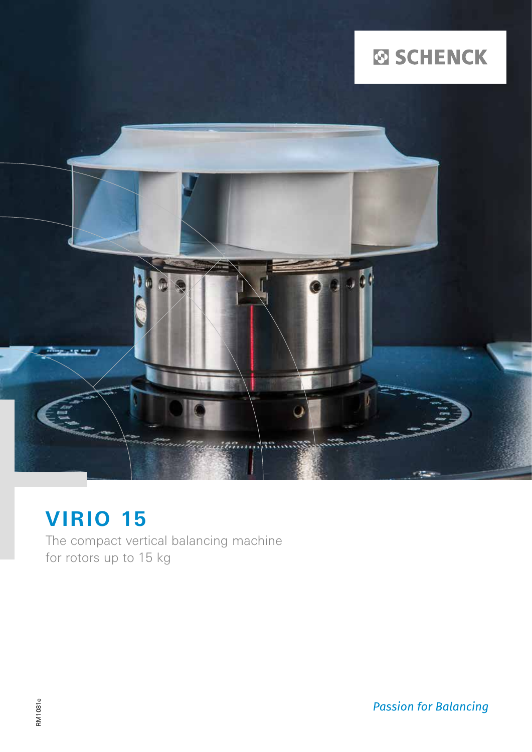SCHENCK

# VIRIO 15

The compact vertical balancing machine
for rotors up to 15 kg

RM1081e

*Passion for Balancing*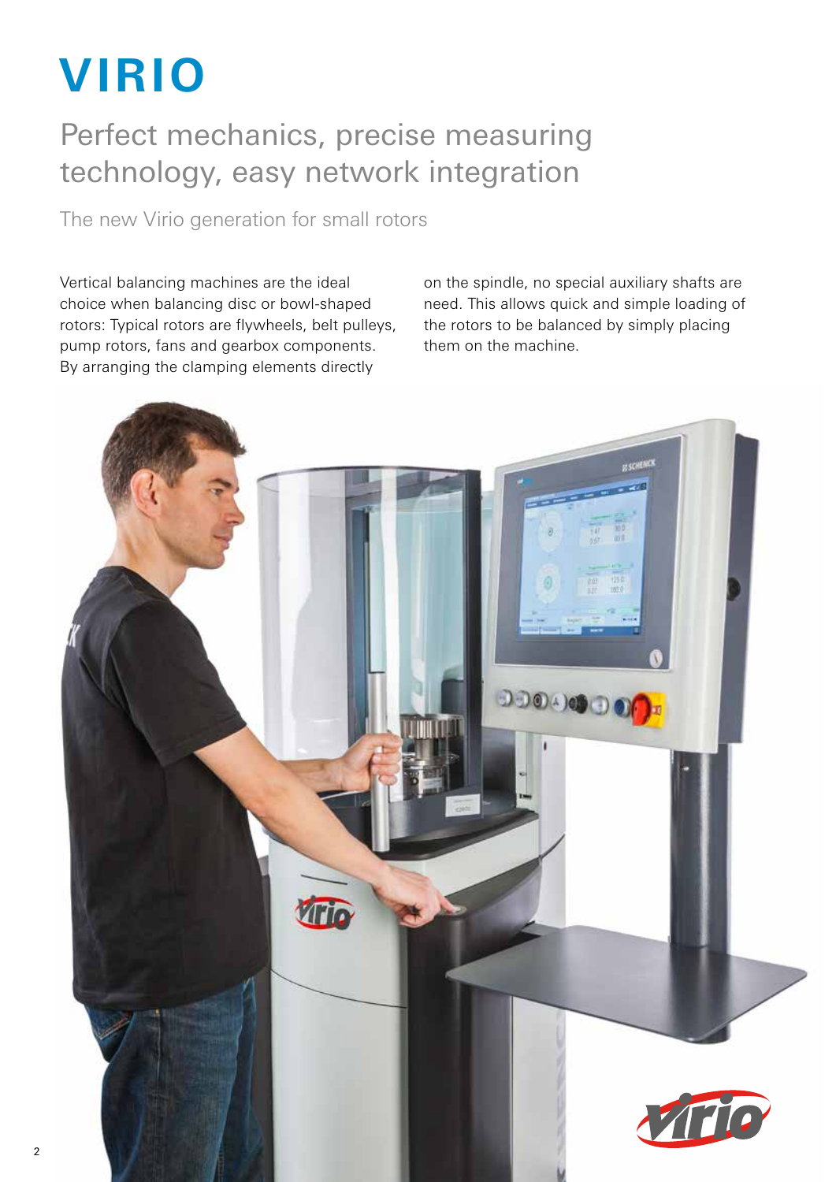# VIRIO

## Perfect mechanics, precise measuring technology, easy network integration

The new Virio generation for small rotors

Vertical balancing machines are the ideal choice when balancing disc or bowl-shaped rotors: Typical rotors are flywheels, belt pulleys, pump rotors, fans and gearbox components. By arranging the clamping elements directly on the spindle, no special auxiliary shafts are need. This allows quick and simple loading of the rotors to be balanced by simply placing them on the machine.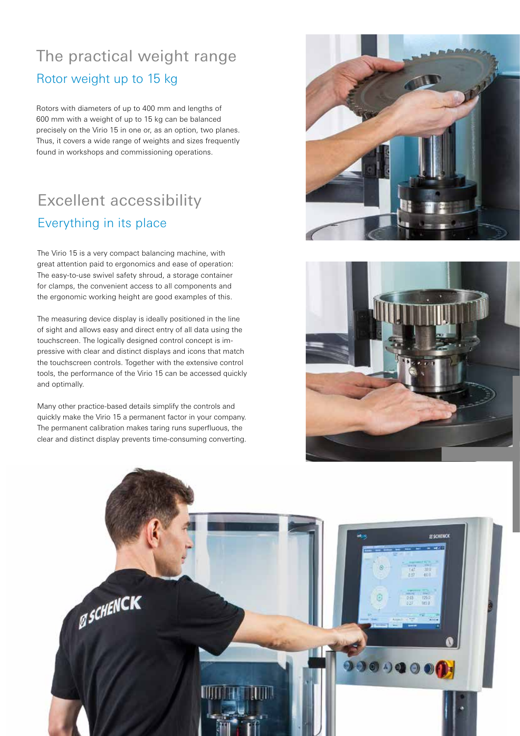# The practical weight range

## Rotor weight up to 15 kg

Rotors with diameters of up to 400 mm and lengths of 600 mm with a weight of up to 15 kg can be balanced precisely on the Virio 15 in one or, as an option, two planes. Thus, it covers a wide range of weights and sizes frequently found in workshops and commissioning operations.

# Excellent accessibility

## Everything in its place

The Virio 15 is a very compact balancing machine, with great attention paid to ergonomics and ease of operation: The easy-to-use swivel safety shroud, a storage container for clamps, the convenient access to all components and the ergonomic working height are good examples of this.

The measuring device display is ideally positioned in the line of sight and allows easy and direct entry of all data using the touchscreen. The logically designed control concept is impressive with clear and distinct displays and icons that match the touchscreen controls. Together with the extensive control tools, the performance of the Virio 15 can be accessed quickly and optimally.

Many other practice-based details simplify the controls and quickly make the Virio 15 a permanent factor in your company. The permanent calibration makes taring runs superfluous, the clear and distinct display prevents time-consuming converting.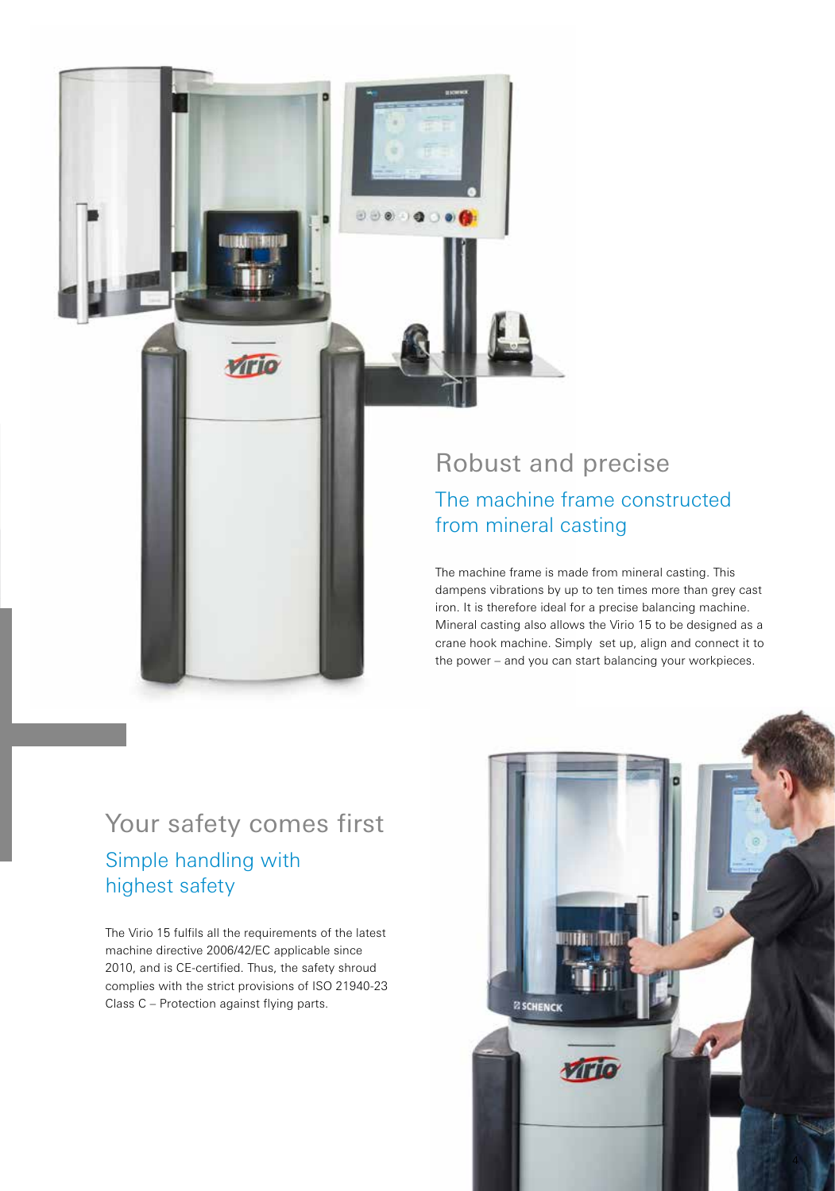## Robust and precise

### The machine frame constructed from mineral casting

The machine frame is made from mineral casting. This dampens vibrations by up to ten times more than grey cast iron. It is therefore ideal for a precise balancing machine. Mineral casting also allows the Virio 15 to be designed as a crane hook machine. Simply set up, align and connect it to the power – and you can start balancing your workpieces.

## Your safety comes first

### Simple handling with highest safety

The Virio 15 fulfils all the requirements of the latest machine directive 2006/42/EC applicable since 2010, and is CE-certified. Thus, the safety shroud complies with the strict provisions of ISO 21940-23 Class C – Protection against flying parts.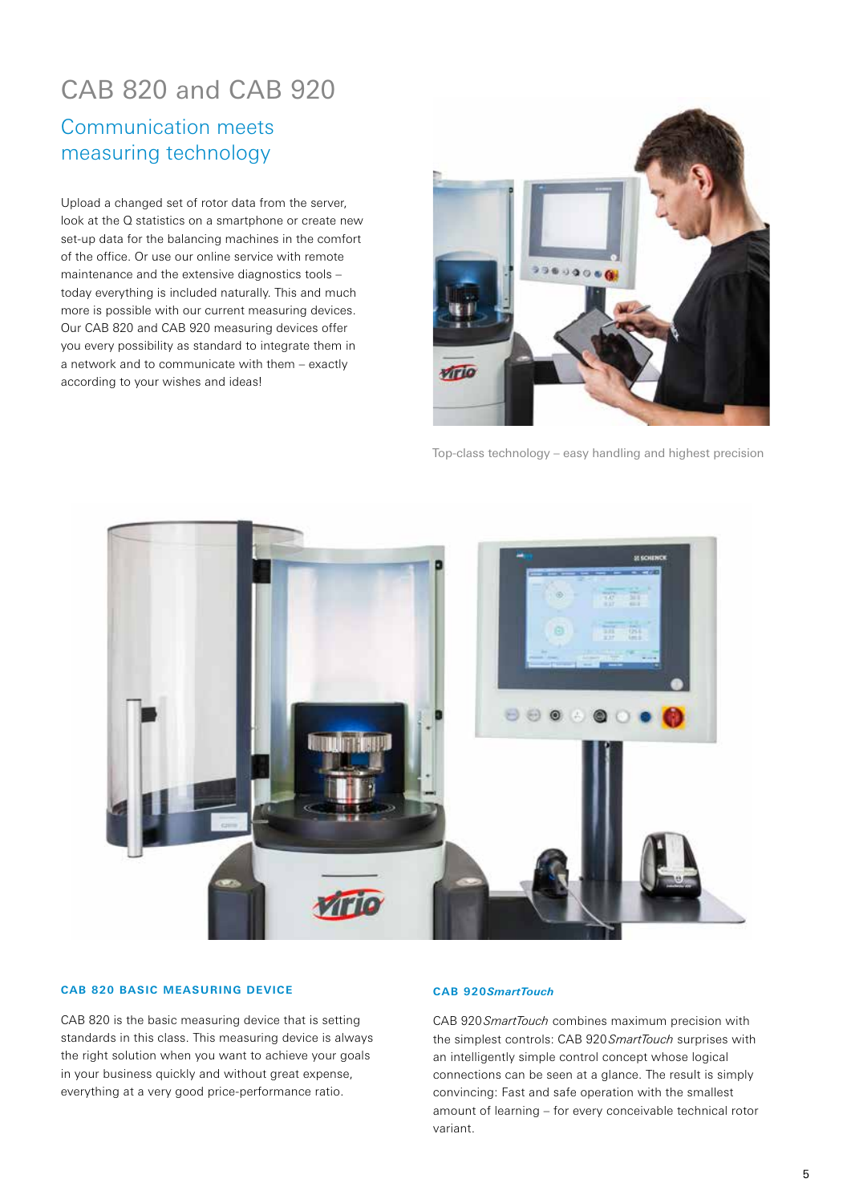# CAB 820 and CAB 920

## Communication meets measuring technology

Upload a changed set of rotor data from the server, look at the Q statistics on a smartphone or create new set-up data for the balancing machines in the comfort of the office. Or use our online service with remote maintenance and the extensive diagnostics tools – today everything is included naturally. This and much more is possible with our current measuring devices. Our CAB 820 and CAB 920 measuring devices offer you every possibility as standard to integrate them in a network and to communicate with them – exactly according to your wishes and ideas!

Top-class technology – easy handling and highest precision

### CAB 820 BASIC MEASURING DEVICE

CAB 820 is the basic measuring device that is setting standards in this class. This measuring device is always the right solution when you want to achieve your goals in your business quickly and without great expense, everything at a very good price-performance ratio.

### CAB 920*SmartTouch*

CAB 920*SmartTouch* combines maximum precision with the simplest controls: CAB 920*SmartTouch* surprises with an intelligently simple control concept whose logical connections can be seen at a glance. The result is simply convincing: Fast and safe operation with the smallest amount of learning – for every conceivable technical rotor variant.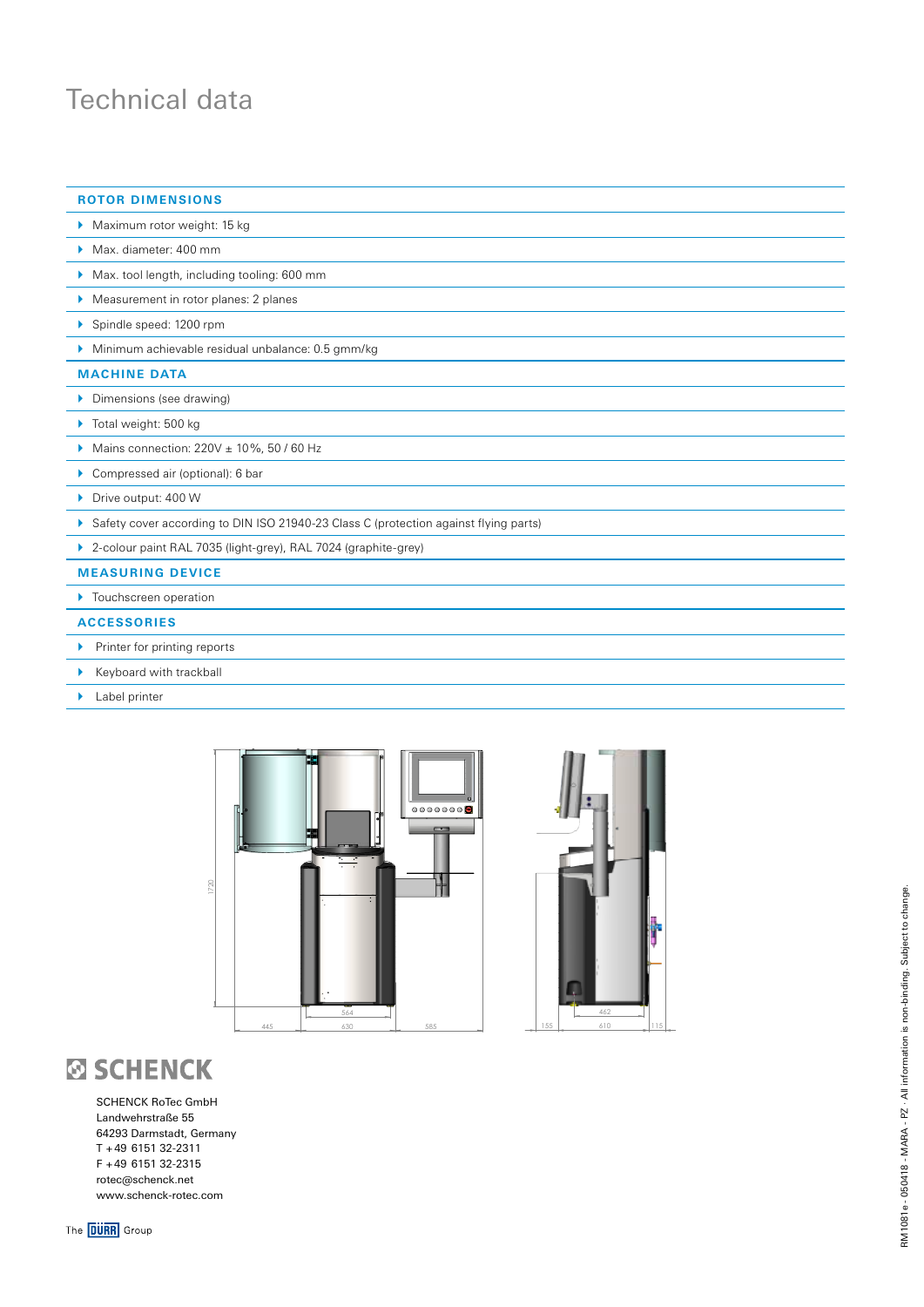# Technical data

## ROTOR DIMENSIONS

- Maximum rotor weight: 15 kg
- Max. diameter: 400 mm
- Max. tool length, including tooling: 600 mm
- Measurement in rotor planes: 2 planes
- Spindle speed: 1200 rpm
- Minimum achievable residual unbalance: 0.5 gmm/kg

## MACHINE DATA

- Dimensions (see drawing)
- Total weight: 500 kg
- Mains connection: 220V ± 10%, 50 / 60 Hz
- Compressed air (optional): 6 bar
- Drive output: 400 W
- Safety cover according to DIN ISO 21940-23 Class C (protection against flying parts)
- 2-colour paint RAL 7035 (light-grey), RAL 7024 (graphite-grey)

## MEASURING DEVICE

- Touchscreen operation

## ACCESSORIES

- Printer for printing reports
- Keyboard with trackball
- Label printer

1720
564
445
630
585
462
155
610
115

SCHENCK

SCHENCK RoTec GmbH
Landwehrstraße 55
64293 Darmstadt, Germany
T +49 6151 32-2311
F +49 6151 32-2315
rotec@schenck.net
www.schenck-rotec.com

The DÜRR Group

RM1081e - 050418 - MARA - PZ - All information is non-binding. Subject to change.